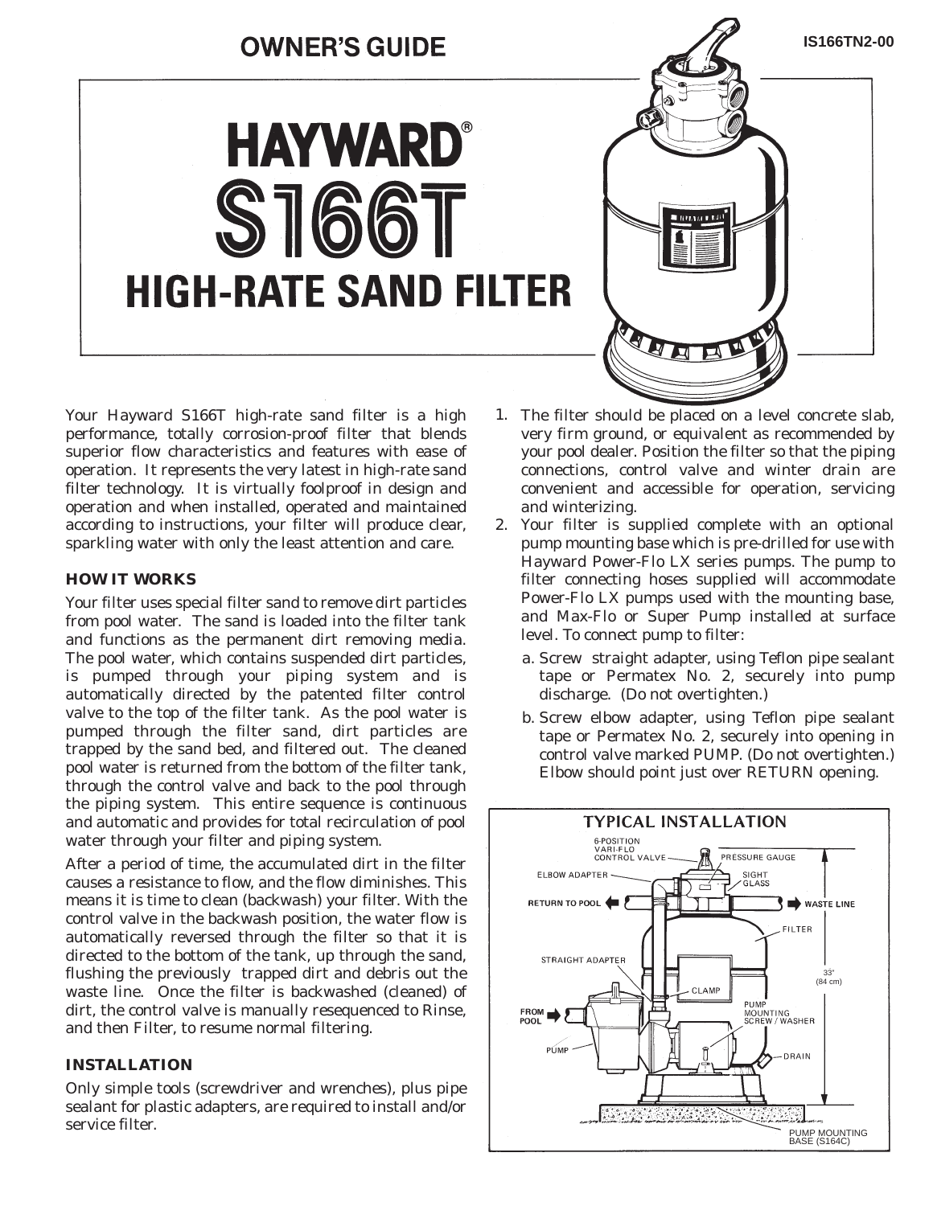# OWNER'S GUIDE

IS166TN2-00

# HAYWARD®
# S166T
# HIGH-RATE SAND FILTER

Your Hayward S166T high-rate sand filter is a high performance, totally corrosion-proof filter that blends superior flow characteristics and features with ease of operation. It represents the very latest in high-rate sand filter technology. It is virtually foolproof in design and operation and when installed, operated and maintained according to instructions, your filter will produce clear, sparkling water with only the least attention and care.

### HOW IT WORKS

Your filter uses special filter sand to remove dirt particles from pool water. The sand is loaded into the filter tank and functions as the permanent dirt removing media. The pool water, which contains suspended dirt particles, is pumped through your piping system and is automatically directed by the patented filter control valve to the top of the filter tank. As the pool water is pumped through the filter sand, dirt particles are trapped by the sand bed, and filtered out. The cleaned pool water is returned from the bottom of the filter tank, through the control valve and back to the pool through the piping system. This entire sequence is continuous and automatic and provides for total recirculation of pool water through your filter and piping system.

After a period of time, the accumulated dirt in the filter causes a resistance to flow, and the flow diminishes. This means it is time to clean (backwash) your filter. With the control valve in the backwash position, the water flow is automatically reversed through the filter so that it is directed to the bottom of the tank, up through the sand, flushing the previously trapped dirt and debris out the waste line. Once the filter is backwashed (cleaned) of dirt, the control valve is manually resequenced to Rinse, and then Filter, to resume normal filtering.

### INSTALLATION

Only simple tools (screwdriver and wrenches), plus pipe sealant for plastic adapters, are required to install and/or service filter.

1. The filter should be placed on a level concrete slab, very firm ground, or equivalent as recommended by your pool dealer. Position the filter so that the piping connections, control valve and winter drain are convenient and accessible for operation, servicing and winterizing.
2. Your filter is supplied complete with an optional pump mounting base which is pre-drilled for use with Hayward Power-Flo LX series pumps. The pump to filter connecting hoses supplied will accommodate Power-Flo LX pumps used with the mounting base, and Max-Flo or Super Pump installed at surface level. To connect pump to filter:
   a. Screw straight adapter, using Teflon pipe sealant tape or Permatex No. 2, securely into pump discharge. (Do not overtighten.)
   b. Screw elbow adapter, using Teflon pipe sealant tape or Permatex No. 2, securely into opening in control valve marked PUMP. (Do not overtighten.) Elbow should point just over RETURN opening.

**TYPICAL INSTALLATION**

6-POSITION VARI-FLO CONTROL VALVE · PRESSURE GAUGE · ELBOW ADAPTER · SIGHT GLASS · RETURN TO POOL · WASTE LINE · FILTER · STRAIGHT ADAPTER · 33" (84 cm) · CLAMP · FROM POOL · PUMP MOUNTING SCREW / WASHER · PUMP · DRAIN · PUMP MOUNTING BASE (S164C)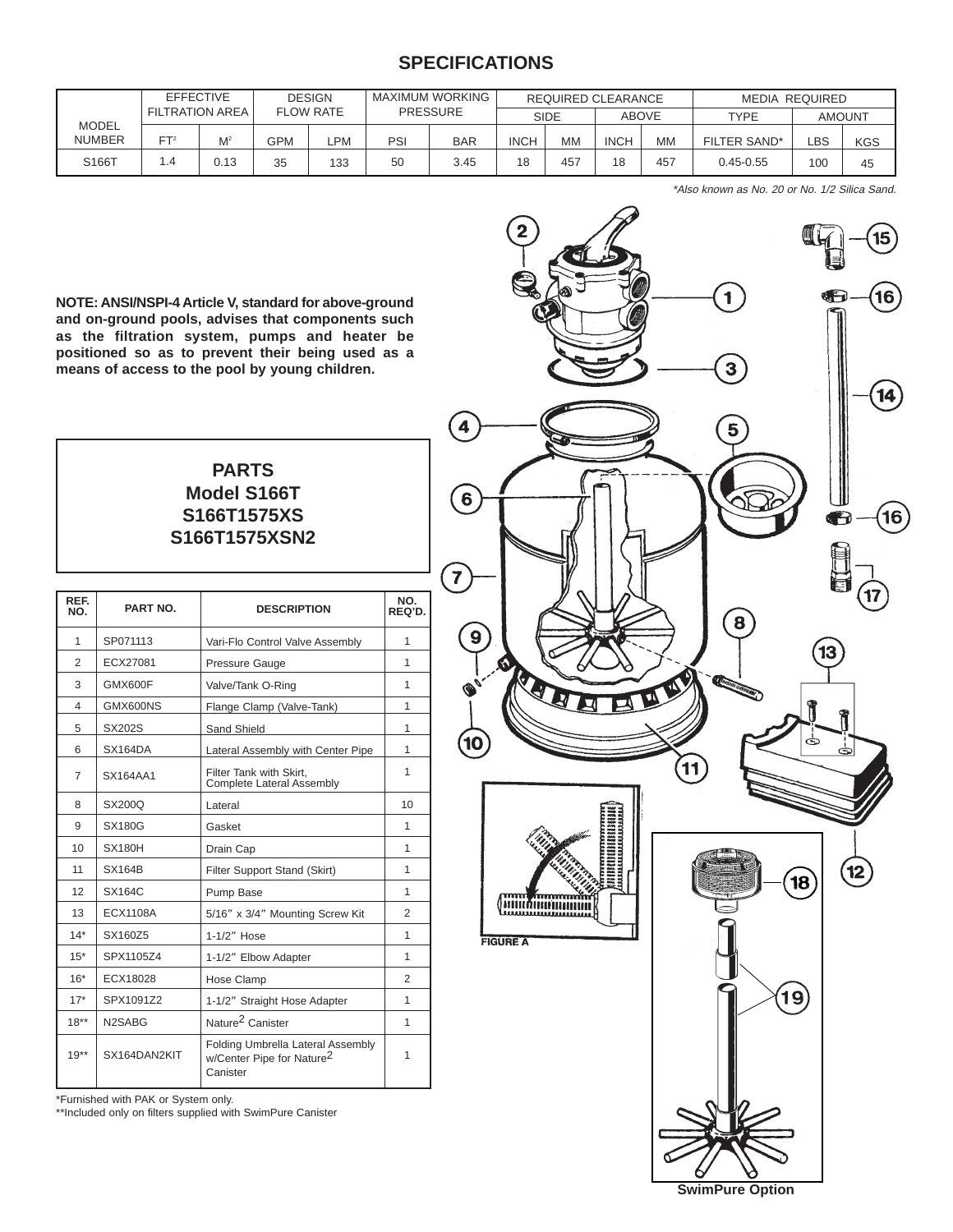## SPECIFICATIONS

| MODEL NUMBER | EFFECTIVE FILTRATION AREA | | DESIGN FLOW RATE | | MAXIMUM WORKING PRESSURE | | REQUIRED CLEARANCE | | | | MEDIA REQUIRED | | |
|---|---|---|---|---|---|---|---|---|---|---|---|---|---|
| | | | | | | | SIDE | | ABOVE | | TYPE | AMOUNT | |
| | $FT^2$ | $M^2$ | GPM | LPM | PSI | BAR | INCH | MM | INCH | MM | FILTER SAND* | LBS | KGS |
| S166T | 1.4 | 0.13 | 35 | 133 | 50 | 3.45 | 18 | 457 | 18 | 457 | 0.45-0.55 | 100 | 45 |

*\*Also known as No. 20 or No. 1/2 Silica Sand.*

**NOTE: ANSI/NSPI-4 Article V, standard for above-ground and on-ground pools, advises that components such as the filtration system, pumps and heater be positioned so as to prevent their being used as a means of access to the pool by young children.**

### PARTS
### Model S166T
### S166T1575XS
### S166T1575XSN2

| REF. NO. | PART NO. | DESCRIPTION | NO. REQ'D. |
|---|---|---|---|
| 1 | SP071113 | Vari-Flo Control Valve Assembly | 1 |
| 2 | ECX27081 | Pressure Gauge | 1 |
| 3 | GMX600F | Valve/Tank O-Ring | 1 |
| 4 | GMX600NS | Flange Clamp (Valve-Tank) | 1 |
| 5 | SX202S | Sand Shield | 1 |
| 6 | SX164DA | Lateral Assembly with Center Pipe | 1 |
| 7 | SX164AA1 | Filter Tank with Skirt, Complete Lateral Assembly | 1 |
| 8 | SX200Q | Lateral | 10 |
| 9 | SX180G | Gasket | 1 |
| 10 | SX180H | Drain Cap | 1 |
| 11 | SX164B | Filter Support Stand (Skirt) | 1 |
| 12 | SX164C | Pump Base | 1 |
| 13 | ECX1108A | 5/16″ x 3/4″ Mounting Screw Kit | 2 |
| 14* | SX160Z5 | 1-1/2″ Hose | 1 |
| 15* | SPX1105Z4 | 1-1/2″ Elbow Adapter | 1 |
| 16* | ECX18028 | Hose Clamp | 2 |
| 17* | SPX1091Z2 | 1-1/2″ Straight Hose Adapter | 1 |
| 18** | N2SABG | Nature[2] Canister | 1 |
| 19** | SX164DAN2KIT | Folding Umbrella Lateral Assembly w/Center Pipe for Nature[2] Canister | 1 |

\*Furnished with PAK or System only.
\*\*Included only on filters supplied with SwimPure Canister

FIGURE A

**SwimPure Option**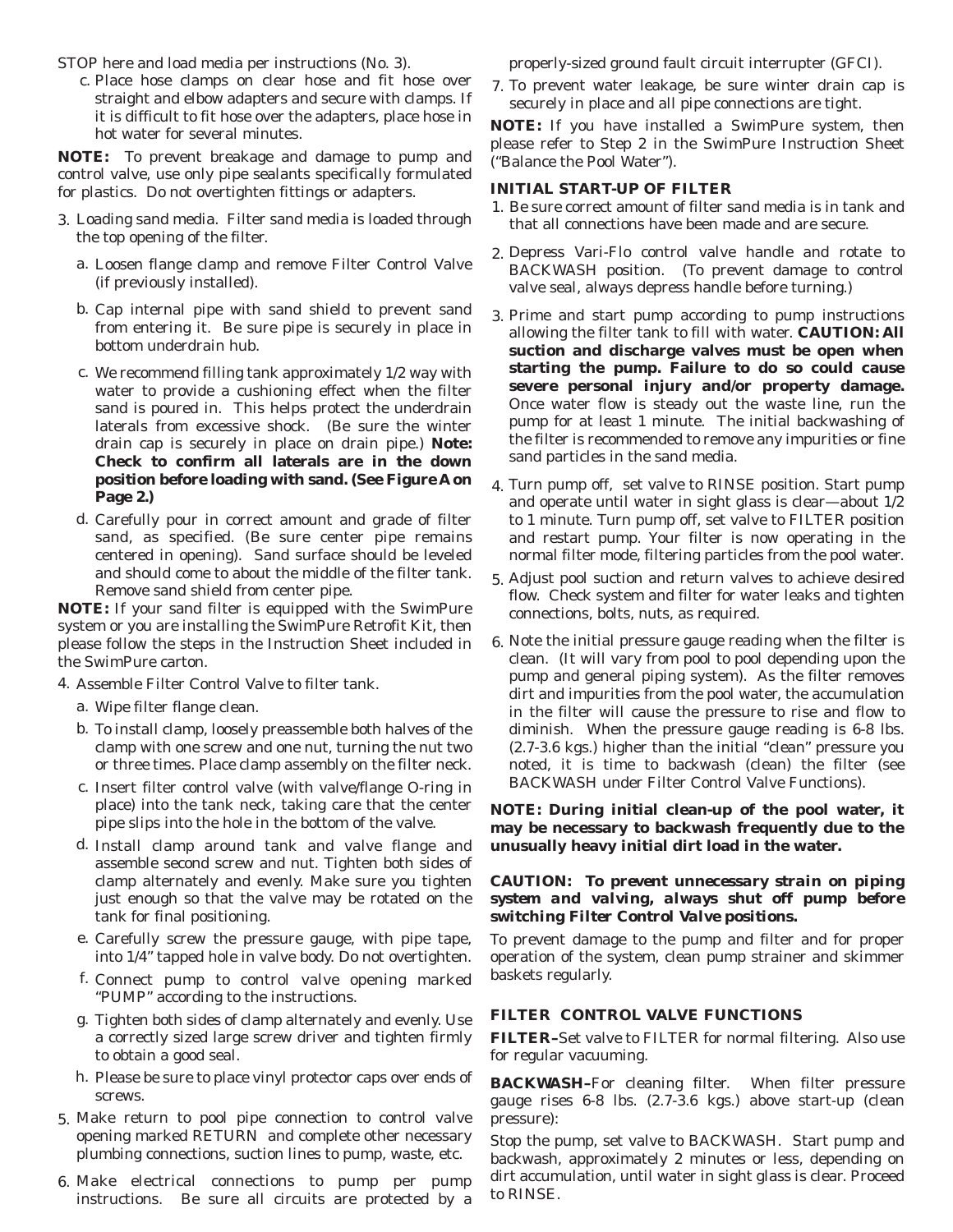STOP here and load media per instructions (No. 3).

c. Place hose clamps on clear hose and fit hose over straight and elbow adapters and secure with clamps. If it is difficult to fit hose over the adapters, place hose in hot water for several minutes.

**NOTE:** To prevent breakage and damage to pump and control valve, use only pipe sealants specifically formulated for plastics. Do not overtighten fittings or adapters.

3. Loading sand media. Filter sand media is loaded through the top opening of the filter.
   - a. Loosen flange clamp and remove Filter Control Valve (if previously installed).
   - b. Cap internal pipe with sand shield to prevent sand from entering it. Be sure pipe is securely in place in bottom underdrain hub.
   - c. We recommend filling tank approximately 1/2 way with water to provide a cushioning effect when the filter sand is poured in. This helps protect the underdrain laterals from excessive shock. (Be sure the winter drain cap is securely in place on drain pipe.) **Note: Check to confirm all laterals are in the down position before loading with sand. (See Figure A on Page 2.)**
   - d. Carefully pour in correct amount and grade of filter sand, as specified. (Be sure center pipe remains centered in opening). Sand surface should be leveled and should come to about the middle of the filter tank. Remove sand shield from center pipe.

**NOTE:** If your sand filter is equipped with the SwimPure system or you are installing the SwimPure Retrofit Kit, then please follow the steps in the Instruction Sheet included in the SwimPure carton.

4. Assemble Filter Control Valve to filter tank.
   - a. Wipe filter flange clean.
   - b. To install clamp, loosely preassemble both halves of the clamp with one screw and one nut, turning the nut two or three times. Place clamp assembly on the filter neck.
   - c. Insert filter control valve (with valve/flange O-ring in place) into the tank neck, taking care that the center pipe slips into the hole in the bottom of the valve.
   - d. Install clamp around tank and valve flange and assemble second screw and nut. Tighten both sides of clamp alternately and evenly. Make sure you tighten just enough so that the valve may be rotated on the tank for final positioning.
   - e. Carefully screw the pressure gauge, with pipe tape, into 1/4" tapped hole in valve body. Do not overtighten.
   - f. Connect pump to control valve opening marked "PUMP" according to the instructions.
   - g. Tighten both sides of clamp alternately and evenly. Use a correctly sized large screw driver and tighten firmly to obtain a good seal.
   - h. Please be sure to place vinyl protector caps over ends of screws.
5. Make return to pool pipe connection to control valve opening marked RETURN and complete other necessary plumbing connections, suction lines to pump, waste, etc.
6. Make electrical connections to pump per pump instructions. Be sure all circuits are protected by a properly-sized ground fault circuit interrupter (GFCI).
7. To prevent water leakage, be sure winter drain cap is securely in place and all pipe connections are tight.

**NOTE:** If you have installed a SwimPure system, then please refer to Step 2 in the SwimPure Instruction Sheet ("Balance the Pool Water").

### INITIAL START-UP OF FILTER

1. Be sure correct amount of filter sand media is in tank and that all connections have been made and are secure.
2. Depress Vari-Flo control valve handle and rotate to BACKWASH position. (To prevent damage to control valve seal, always depress handle before turning.)
3. Prime and start pump according to pump instructions allowing the filter tank to fill with water. **CAUTION: All suction and discharge valves must be open when starting the pump. Failure to do so could cause severe personal injury and/or property damage.** Once water flow is steady out the waste line, run the pump for at least 1 minute. The initial backwashing of the filter is recommended to remove any impurities or fine sand particles in the sand media.
4. Turn pump off, set valve to RINSE position. Start pump and operate until water in sight glass is clear—about 1/2 to 1 minute. Turn pump off, set valve to FILTER position and restart pump. Your filter is now operating in the normal filter mode, filtering particles from the pool water.
5. Adjust pool suction and return valves to achieve desired flow. Check system and filter for water leaks and tighten connections, bolts, nuts, as required.
6. Note the initial pressure gauge reading when the filter is clean. (It will vary from pool to pool depending upon the pump and general piping system). As the filter removes dirt and impurities from the pool water, the accumulation in the filter will cause the pressure to rise and flow to diminish. When the pressure gauge reading is 6-8 lbs. (2.7-3.6 kgs.) higher than the initial "clean" pressure you noted, it is time to backwash (clean) the filter (see BACKWASH under Filter Control Valve Functions).

**NOTE: During initial clean-up of the pool water, it may be necessary to backwash frequently due to the unusually heavy initial dirt load in the water.**

***CAUTION: To prevent unnecessary strain on piping system and valving, always shut off pump before switching Filter Control Valve positions.***

To prevent damage to the pump and filter and for proper operation of the system, clean pump strainer and skimmer baskets regularly.

### FILTER CONTROL VALVE FUNCTIONS

**FILTER–**Set valve to FILTER for normal filtering. Also use for regular vacuuming.

**BACKWASH–**For cleaning filter. When filter pressure gauge rises 6-8 lbs. (2.7-3.6 kgs.) above start-up (clean pressure):

Stop the pump, set valve to BACKWASH. Start pump and backwash, approximately 2 minutes or less, depending on dirt accumulation, until water in sight glass is clear. Proceed to RINSE.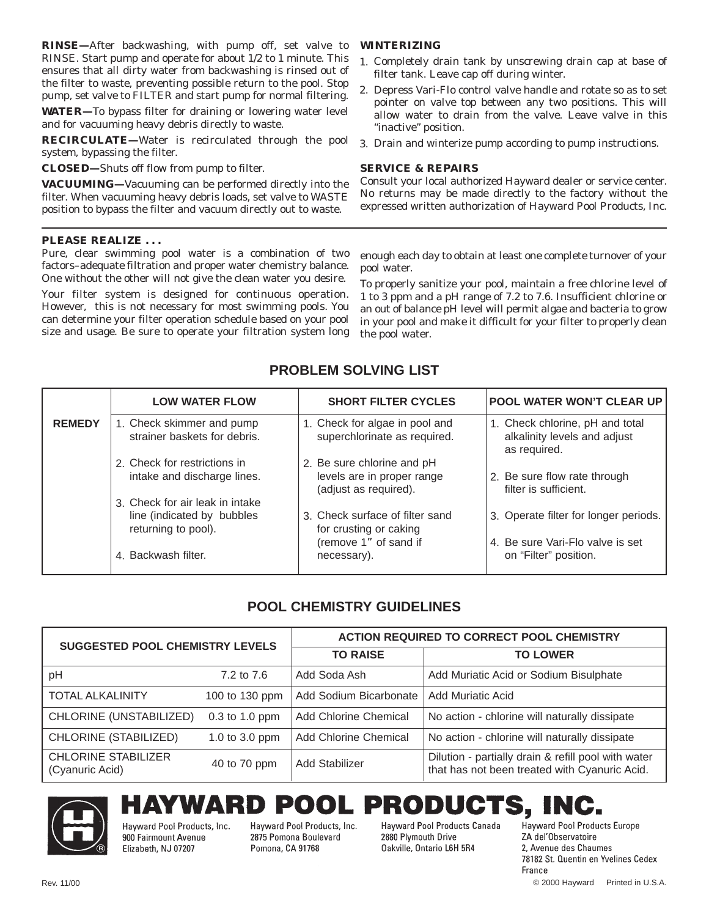**RINSE—**After backwashing, with pump off, set valve to RINSE. Start pump and operate for about 1/2 to 1 minute. This ensures that all dirty water from backwashing is rinsed out of the filter to waste, preventing possible return to the pool. Stop pump, set valve to FILTER and start pump for normal filtering.

**WATER—**To bypass filter for draining or lowering water level and for vacuuming heavy debris directly to waste.

**RECIRCULATE—**Water is recirculated through the pool system, bypassing the filter.

**CLOSED—**Shuts off flow from pump to filter.

**VACUUMING—**Vacuuming can be performed directly into the filter. When vacuuming heavy debris loads, set valve to WASTE position to bypass the filter and vacuum directly out to waste.

**WINTERIZING**

1. Completely drain tank by unscrewing drain cap at base of filter tank. Leave cap off during winter.
2. Depress Vari-Flo control valve handle and rotate so as to set pointer on valve top between any two positions. This will allow water to drain from the valve. Leave valve in this "inactive" position.
3. Drain and winterize pump according to pump instructions.

**SERVICE & REPAIRS**

Consult your local authorized Hayward dealer or service center. No returns may be made directly to the factory without the expressed written authorization of Hayward Pool Products, Inc.

---

**PLEASE REALIZE . . .**

Pure, clear swimming pool water is a combination of two factors–adequate filtration and proper water chemistry balance. One without the other will not give the clean water you desire.

Your filter system is designed for continuous operation. However, this is not necessary for most swimming pools. You can determine your filter operation schedule based on your pool size and usage. Be sure to operate your filtration system long enough each day to obtain at least one complete turnover of your pool water.

To properly sanitize your pool, maintain a free chlorine level of 1 to 3 ppm and a pH range of 7.2 to 7.6. Insufficient chlorine or an out of balance pH level will permit algae and bacteria to grow in your pool and make it difficult for your filter to properly clean the pool water.

## PROBLEM SOLVING LIST

| | LOW WATER FLOW | SHORT FILTER CYCLES | POOL WATER WON'T CLEAR UP |
|---|---|---|---|
| **REMEDY** | 1. Check skimmer and pump strainer baskets for debris.<br>2. Check for restrictions in intake and discharge lines.<br>3. Check for air leak in intake line (indicated by bubbles returning to pool).<br>4. Backwash filter. | 1. Check for algae in pool and superchlorinate as required.<br>2. Be sure chlorine and pH levels are in proper range (adjust as required).<br>3. Check surface of filter sand for crusting or caking (remove 1" of sand if necessary). | 1. Check chlorine, pH and total alkalinity levels and adjust as required.<br>2. Be sure flow rate through filter is sufficient.<br>3. Operate filter for longer periods.<br>4. Be sure Vari-Flo valve is set on "Filter" position. |

## POOL CHEMISTRY GUIDELINES

| SUGGESTED POOL CHEMISTRY LEVELS | | ACTION REQUIRED TO CORRECT POOL CHEMISTRY | |
|---|---|---|---|
| | | TO RAISE | TO LOWER |
| pH | 7.2 to 7.6 | Add Soda Ash | Add Muriatic Acid or Sodium Bisulphate |
| TOTAL ALKALINITY | 100 to 130 ppm | Add Sodium Bicarbonate | Add Muriatic Acid |
| CHLORINE (UNSTABILIZED) | 0.3 to 1.0 ppm | Add Chlorine Chemical | No action - chlorine will naturally dissipate |
| CHLORINE (STABILIZED) | 1.0 to 3.0 ppm | Add Chlorine Chemical | No action - chlorine will naturally dissipate |
| CHLORINE STABILIZER (Cyanuric Acid) | 40 to 70 ppm | Add Stabilizer | Dilution - partially drain & refill pool with water that has not been treated with Cyanuric Acid. |

# HAYWARD POOL PRODUCTS, INC.

Hayward Pool Products, Inc.
900 Fairmount Avenue
Elizabeth, NJ 07207

Hayward Pool Products, Inc.
2875 Pomona Boulevard
Pomona, CA 91768

Hayward Pool Products Canada
2880 Plymouth Drive
Oakville, Ontario L6H 5R4

Hayward Pool Products Europe
ZA del'Observatoire
2, Avenue des Chaumes
78182 St. Quentin en Yvelines Cedex
France

Rev. 11/00

© 2000 Hayward Printed in U.S.A.